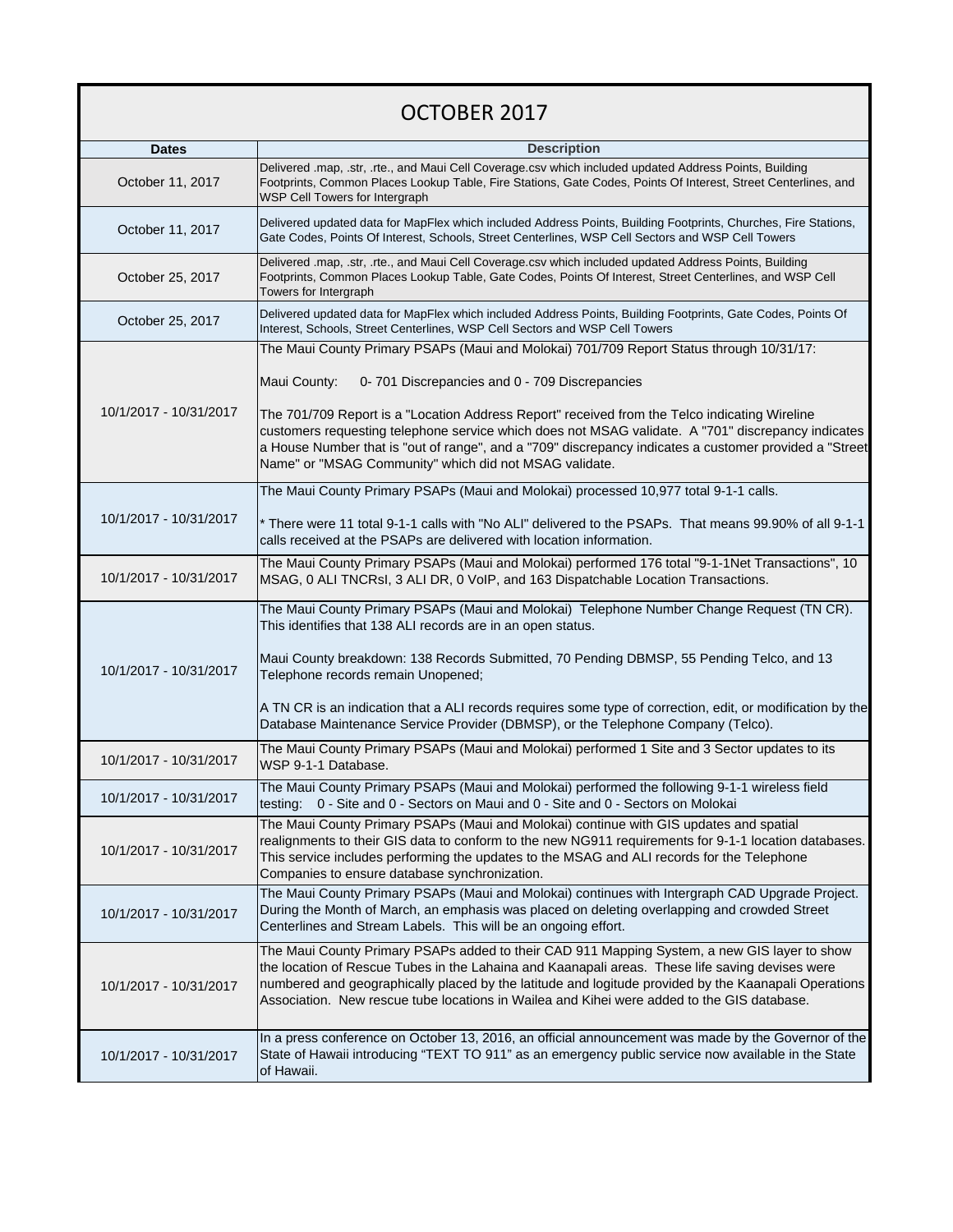# OCTOBER 2017

| Dates | Description |
|---|---|
| October 11, 2017 | Delivered .map, .str, .rte., and Maui Cell Coverage.csv which included updated Address Points, Building Footprints, Common Places Lookup Table, Fire Stations, Gate Codes, Points Of Interest, Street Centerlines, and WSP Cell Towers for Intergraph |
| October 11, 2017 | Delivered updated data for MapFlex which included Address Points, Building Footprints, Churches, Fire Stations, Gate Codes, Points Of Interest, Schools, Street Centerlines, WSP Cell Sectors and WSP Cell Towers |
| October 25, 2017 | Delivered .map, .str, .rte., and Maui Cell Coverage.csv which included updated Address Points, Building Footprints, Common Places Lookup Table, Gate Codes, Points Of Interest, Street Centerlines, and WSP Cell Towers for Intergraph |
| October 25, 2017 | Delivered updated data for MapFlex which included Address Points, Building Footprints, Gate Codes, Points Of Interest, Schools, Street Centerlines, WSP Cell Sectors and WSP Cell Towers |
| 10/1/2017 - 10/31/2017 | The Maui County Primary PSAPs (Maui and Molokai) 701/709 Report Status through 10/31/17:<br><br>Maui County: 0- 701 Discrepancies and 0 - 709 Discrepancies<br><br>The 701/709 Report is a "Location Address Report" received from the Telco indicating Wireline customers requesting telephone service which does not MSAG validate. A "701" discrepancy indicates a House Number that is "out of range", and a "709" discrepancy indicates a customer provided a "Street Name" or "MSAG Community" which did not MSAG validate. |
| 10/1/2017 - 10/31/2017 | The Maui County Primary PSAPs (Maui and Molokai) processed 10,977 total 9-1-1 calls.<br><br>* There were 11 total 9-1-1 calls with "No ALI" delivered to the PSAPs. That means 99.90% of all 9-1-1 calls received at the PSAPs are delivered with location information. |
| 10/1/2017 - 10/31/2017 | The Maui County Primary PSAPs (Maui and Molokai) performed 176 total "9-1-1Net Transactions", 10 MSAG, 0 ALI TNCRsI, 3 ALI DR, 0 VoIP, and 163 Dispatchable Location Transactions. |
| 10/1/2017 - 10/31/2017 | The Maui County Primary PSAPs (Maui and Molokai) Telephone Number Change Request (TN CR). This identifies that 138 ALI records are in an open status.<br><br>Maui County breakdown: 138 Records Submitted, 70 Pending DBMSP, 55 Pending Telco, and 13 Telephone records remain Unopened;<br><br>A TN CR is an indication that a ALI records requires some type of correction, edit, or modification by the Database Maintenance Service Provider (DBMSP), or the Telephone Company (Telco). |
| 10/1/2017 - 10/31/2017 | The Maui County Primary PSAPs (Maui and Molokai) performed 1 Site and 3 Sector updates to its WSP 9-1-1 Database. |
| 10/1/2017 - 10/31/2017 | The Maui County Primary PSAPs (Maui and Molokai) performed the following 9-1-1 wireless field testing: 0 - Site and 0 - Sectors on Maui and 0 - Site and 0 - Sectors on Molokai |
| 10/1/2017 - 10/31/2017 | The Maui County Primary PSAPs (Maui and Molokai) continue with GIS updates and spatial realignments to their GIS data to conform to the new NG911 requirements for 9-1-1 location databases. This service includes performing the updates to the MSAG and ALI records for the Telephone Companies to ensure database synchronization. |
| 10/1/2017 - 10/31/2017 | The Maui County Primary PSAPs (Maui and Molokai) continues with Intergraph CAD Upgrade Project. During the Month of March, an emphasis was placed on deleting overlapping and crowded Street Centerlines and Stream Labels. This will be an ongoing effort. |
| 10/1/2017 - 10/31/2017 | The Maui County Primary PSAPs added to their CAD 911 Mapping System, a new GIS layer to show the location of Rescue Tubes in the Lahaina and Kaanapali areas. These life saving devises were numbered and geographically placed by the latitude and logitude provided by the Kaanapali Operations Association. New rescue tube locations in Wailea and Kihei were added to the GIS database. |
| 10/1/2017 - 10/31/2017 | In a press conference on October 13, 2016, an official announcement was made by the Governor of the State of Hawaii introducing "TEXT TO 911" as an emergency public service now available in the State of Hawaii. |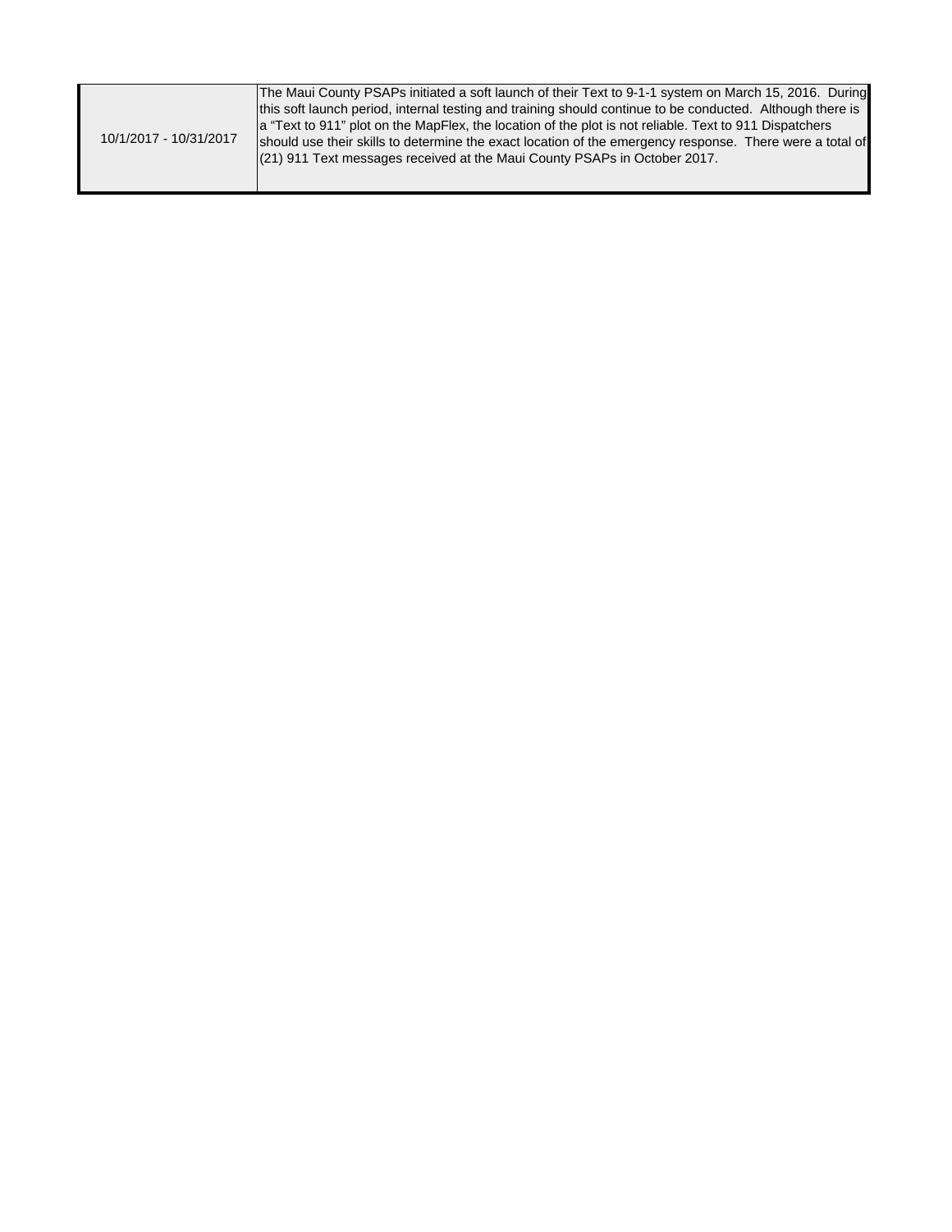| | |
|---|---|
| 10/1/2017 - 10/31/2017 | The Maui County PSAPs initiated a soft launch of their Text to 9-1-1 system on March 15, 2016. During this soft launch period, internal testing and training should continue to be conducted. Although there is a "Text to 911" plot on the MapFlex, the location of the plot is not reliable. Text to 911 Dispatchers should use their skills to determine the exact location of the emergency response. There were a total of (21) 911 Text messages received at the Maui County PSAPs in October 2017. |